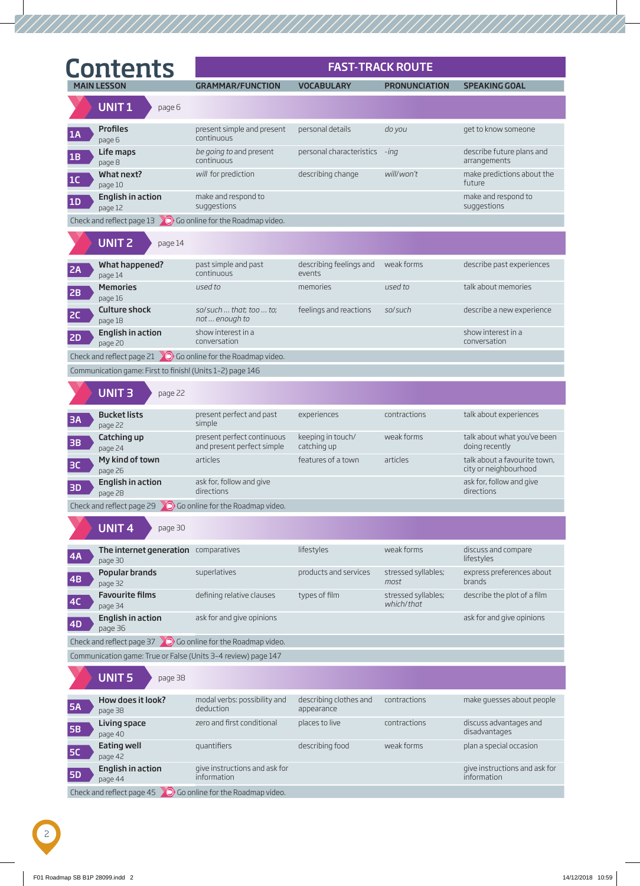# Contents

| MAIN LESSON | FAST-TRACK ROUTE | | | |
|---|---|---|---|---|
| | GRAMMAR/FUNCTION | VOCABULARY | PRONUNCIATION | SPEAKING GOAL |
| **UNIT 1** page 6 | | | | |
| **1A** **Profiles** page 6 | present simple and present continuous | personal details | *do you* | get to know someone |
| **1B** **Life maps** page 8 | *be going to* and present continuous | personal characteristics | *-ing* | describe future plans and arrangements |
| **1C** **What next?** page 10 | *will* for prediction | describing change | *will/won't* | make predictions about the future |
| **1D** **English in action** page 12 | make and respond to suggestions | | | make and respond to suggestions |
| Check and reflect page 13 Go online for the Roadmap video. | | | | |
| **UNIT 2** page 14 | | | | |
| **2A** **What happened?** page 14 | past simple and past continuous | describing feelings and events | weak forms | describe past experiences |
| **2B** **Memories** page 16 | *used to* | memories | *used to* | talk about memories |
| **2C** **Culture shock** page 18 | *so/such … that; too … to; not … enough to* | feelings and reactions | *so/such* | describe a new experience |
| **2D** **English in action** page 20 | show interest in a conversation | | | show interest in a conversation |
| Check and reflect page 21 Go online for the Roadmap video. | | | | |
| Communication game: First to finish! (Units 1–2) page 146 | | | | |
| **UNIT 3** page 22 | | | | |
| **3A** **Bucket lists** page 22 | present perfect and past simple | experiences | contractions | talk about experiences |
| **3B** **Catching up** page 24 | present perfect continuous and present perfect simple | keeping in touch/ catching up | weak forms | talk about what you've been doing recently |
| **3C** **My kind of town** page 26 | articles | features of a town | articles | talk about a favourite town, city or neighbourhood |
| **3D** **English in action** page 28 | ask for, follow and give directions | | | ask for, follow and give directions |
| Check and reflect page 29 Go online for the Roadmap video. | | | | |
| **UNIT 4** page 30 | | | | |
| **4A** **The internet generation** page 30 | comparatives | lifestyles | weak forms | discuss and compare lifestyles |
| **4B** **Popular brands** page 32 | superlatives | products and services | stressed syllables; *most* | express preferences about brands |
| **4C** **Favourite films** page 34 | defining relative clauses | types of film | stressed syllables; *which/that* | describe the plot of a film |
| **4D** **English in action** page 36 | ask for and give opinions | | | ask for and give opinions |
| Check and reflect page 37 Go online for the Roadmap video. | | | | |
| Communication game: True or False (Units 3–4 review) page 147 | | | | |
| **UNIT 5** page 38 | | | | |
| **5A** **How does it look?** page 38 | modal verbs: possibility and deduction | describing clothes and appearance | contractions | make guesses about people |
| **5B** **Living space** page 40 | zero and first conditional | places to live | contractions | discuss advantages and disadvantages |
| **5C** **Eating well** page 42 | quantifiers | describing food | weak forms | plan a special occasion |
| **5D** **English in action** page 44 | give instructions and ask for information | | | give instructions and ask for information |
| Check and reflect page 45 Go online for the Roadmap video. | | | | |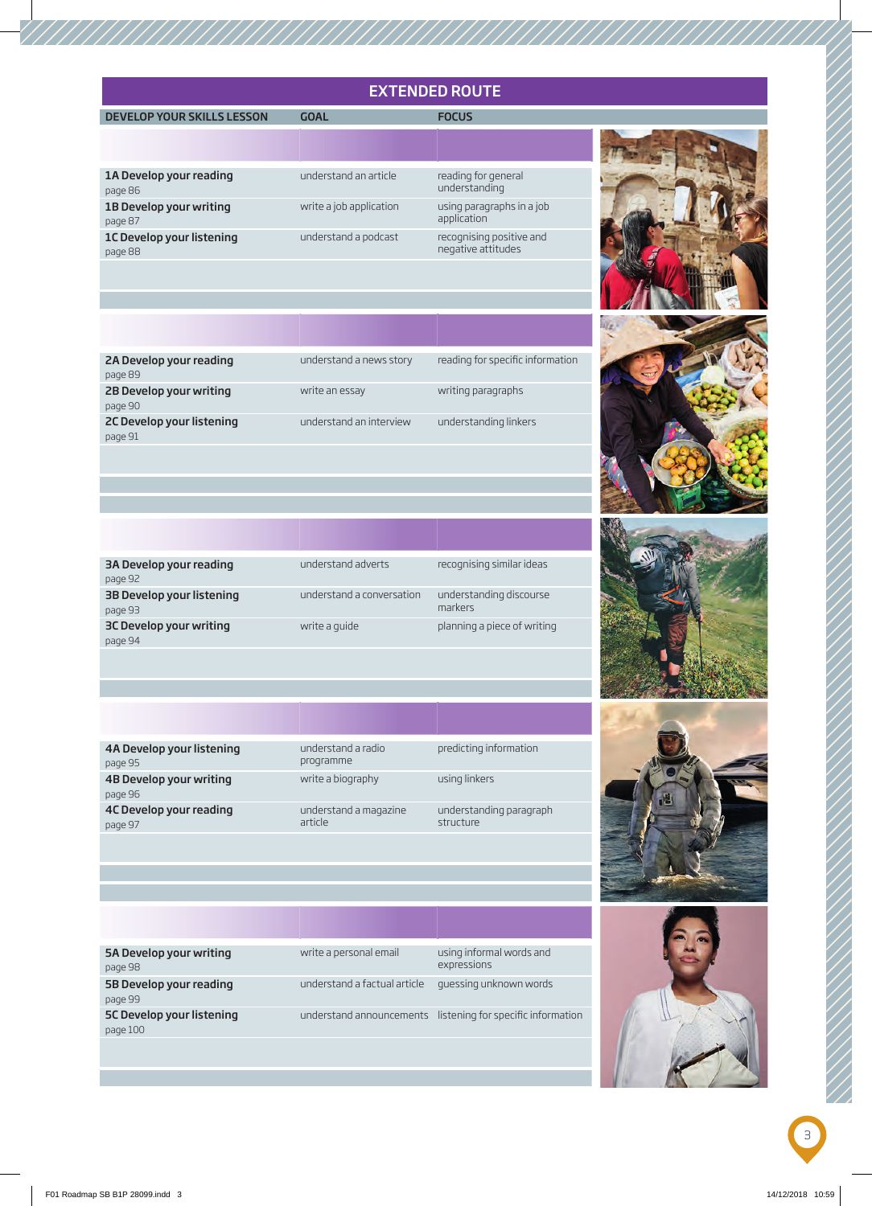## EXTENDED ROUTE

| DEVELOP YOUR SKILLS LESSON | GOAL | FOCUS |
|---|---|---|
| **1A Develop your reading** page 86 | understand an article | reading for general understanding |
| **1B Develop your writing** page 87 | write a job application | using paragraphs in a job application |
| **1C Develop your listening** page 88 | understand a podcast | recognising positive and negative attitudes |
| **2A Develop your reading** page 89 | understand a news story | reading for specific information |
| **2B Develop your writing** page 90 | write an essay | writing paragraphs |
| **2C Develop your listening** page 91 | understand an interview | understanding linkers |
| **3A Develop your reading** page 92 | understand adverts | recognising similar ideas |
| **3B Develop your listening** page 93 | understand a conversation | understanding discourse markers |
| **3C Develop your writing** page 94 | write a guide | planning a piece of writing |
| **4A Develop your listening** page 95 | understand a radio programme | predicting information |
| **4B Develop your writing** page 96 | write a biography | using linkers |
| **4C Develop your reading** page 97 | understand a magazine article | understanding paragraph structure |
| **5A Develop your writing** page 98 | write a personal email | using informal words and expressions |
| **5B Develop your reading** page 99 | understand a factual article | guessing unknown words |
| **5C Develop your listening** page 100 | understand announcements | listening for specific information |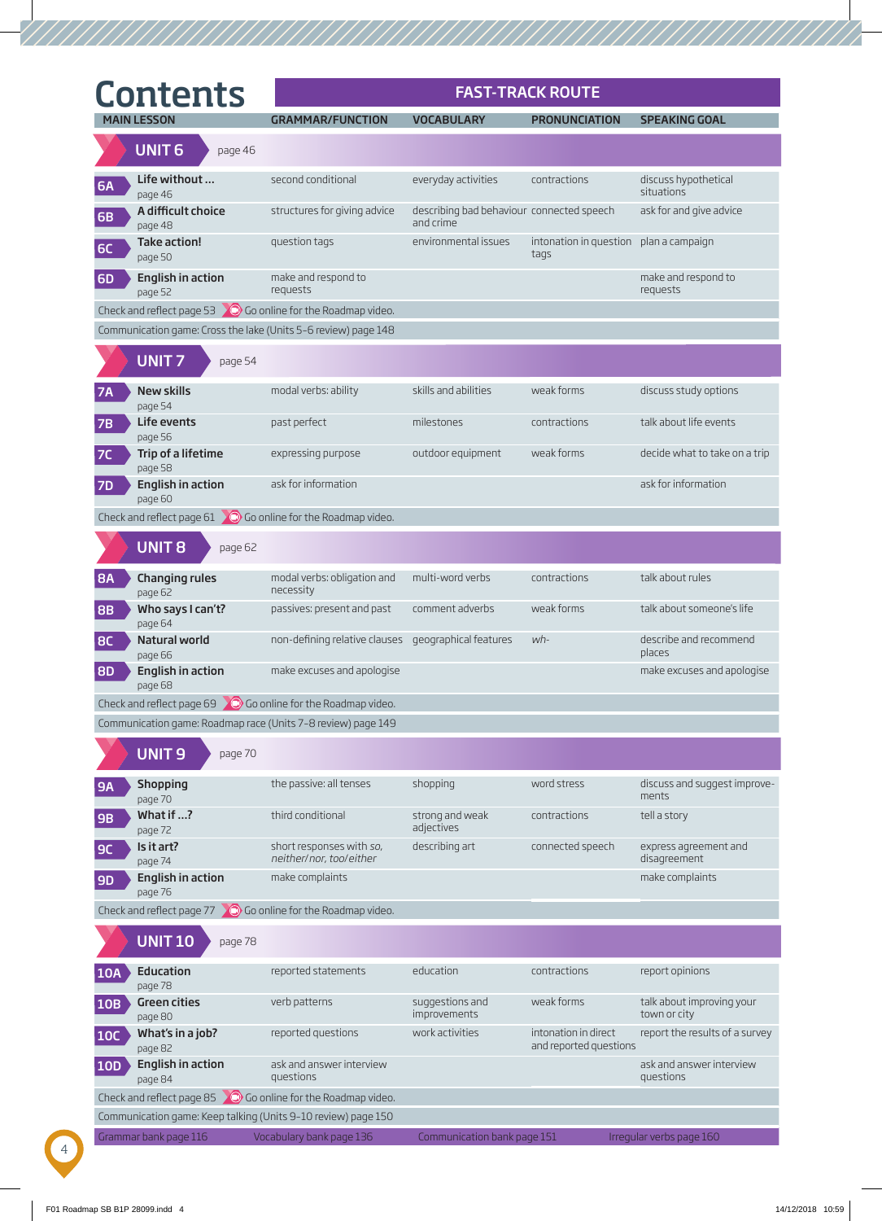# Contents

**FAST-TRACK ROUTE**

| MAIN LESSON | GRAMMAR/FUNCTION | VOCABULARY | PRONUNCIATION | SPEAKING GOAL |
|---|---|---|---|---|
| **UNIT 6** page 46 | | | | |
| **6A** **Life without ...** page 46 | second conditional | everyday activities | contractions | discuss hypothetical situations |
| **6B** **A difficult choice** page 48 | structures for giving advice | describing bad behaviour and crime | connected speech | ask for and give advice |
| **6C** **Take action!** page 50 | question tags | environmental issues | intonation in question tags | plan a campaign |
| **6D** **English in action** page 52 | make and respond to requests | | | make and respond to requests |
| Check and reflect page 53 Go online for the Roadmap video. | | | | |
| Communication game: Cross the lake (Units 5–6 review) page 148 | | | | |
| **UNIT 7** page 54 | | | | |
| **7A** **New skills** page 54 | modal verbs: ability | skills and abilities | weak forms | discuss study options |
| **7B** **Life events** page 56 | past perfect | milestones | contractions | talk about life events |
| **7C** **Trip of a lifetime** page 58 | expressing purpose | outdoor equipment | weak forms | decide what to take on a trip |
| **7D** **English in action** page 60 | ask for information | | | ask for information |
| Check and reflect page 61 Go online for the Roadmap video. | | | | |
| **UNIT 8** page 62 | | | | |
| **8A** **Changing rules** page 62 | modal verbs: obligation and necessity | multi-word verbs | contractions | talk about rules |
| **8B** **Who says I can't?** page 64 | passives: present and past | comment adverbs | weak forms | talk about someone's life |
| **8C** **Natural world** page 66 | non-defining relative clauses | geographical features | *wh-* | describe and recommend places |
| **8D** **English in action** page 68 | make excuses and apologise | | | make excuses and apologise |
| Check and reflect page 69 Go online for the Roadmap video. | | | | |
| Communication game: Roadmap race (Units 7–8 review) page 149 | | | | |
| **UNIT 9** page 70 | | | | |
| **9A** **Shopping** page 70 | the passive: all tenses | shopping | word stress | discuss and suggest improvements |
| **9B** **What if ...?** page 72 | third conditional | strong and weak adjectives | contractions | tell a story |
| **9C** **Is it art?** page 74 | short responses with *so, neither/nor, too/either* | describing art | connected speech | express agreement and disagreement |
| **9D** **English in action** page 76 | make complaints | | | make complaints |
| Check and reflect page 77 Go online for the Roadmap video. | | | | |
| **UNIT 10** page 78 | | | | |
| **10A** **Education** page 78 | reported statements | education | contractions | report opinions |
| **10B** **Green cities** page 80 | verb patterns | suggestions and improvements | weak forms | talk about improving your town or city |
| **10C** **What's in a job?** page 82 | reported questions | work activities | intonation in direct and reported questions | report the results of a survey |
| **10D** **English in action** page 84 | ask and answer interview questions | | | ask and answer interview questions |
| Check and reflect page 85 Go online for the Roadmap video. | | | | |
| Communication game: Keep talking (Units 9–10 review) page 150 | | | | |

Grammar bank page 116 | Vocabulary bank page 136 | Communication bank page 151 | Irregular verbs page 160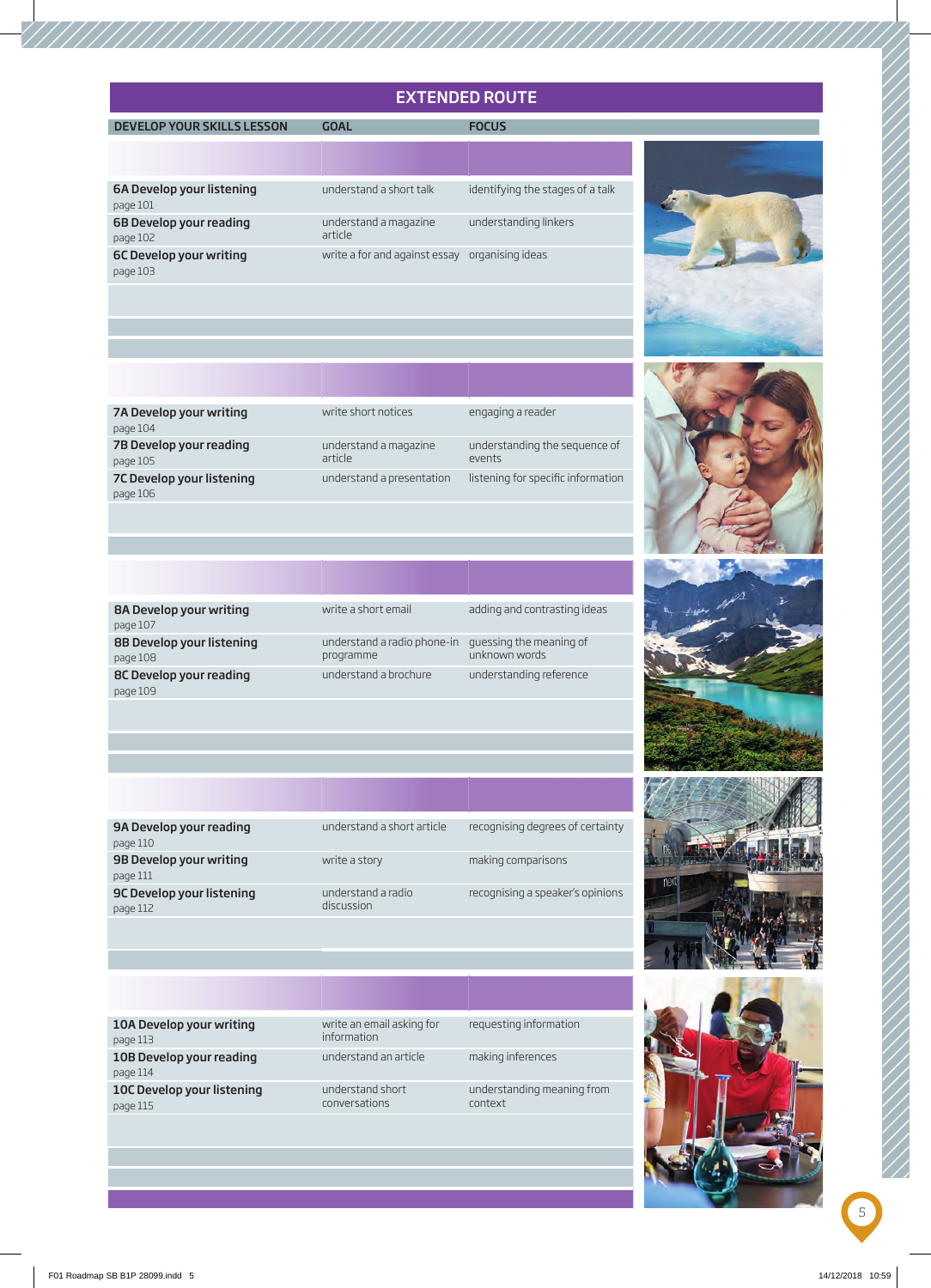## EXTENDED ROUTE

| DEVELOP YOUR SKILLS LESSON | GOAL | FOCUS |
|---|---|---|
| **6A Develop your listening** page 101 | understand a short talk | identifying the stages of a talk |
| **6B Develop your reading** page 102 | understand a magazine article | understanding linkers |
| **6C Develop your writing** page 103 | write a for and against essay | organising ideas |
| **7A Develop your writing** page 104 | write short notices | engaging a reader |
| **7B Develop your reading** page 105 | understand a magazine article | understanding the sequence of events |
| **7C Develop your listening** page 106 | understand a presentation | listening for specific information |
| **8A Develop your writing** page 107 | write a short email | adding and contrasting ideas |
| **8B Develop your listening** page 108 | understand a radio phone-in programme | guessing the meaning of unknown words |
| **8C Develop your reading** page 109 | understand a brochure | understanding reference |
| **9A Develop your reading** page 110 | understand a short article | recognising degrees of certainty |
| **9B Develop your writing** page 111 | write a story | making comparisons |
| **9C Develop your listening** page 112 | understand a radio discussion | recognising a speaker's opinions |
| **10A Develop your writing** page 113 | write an email asking for information | requesting information |
| **10B Develop your reading** page 114 | understand an article | making inferences |
| **10C Develop your listening** page 115 | understand short conversations | understanding meaning from context |